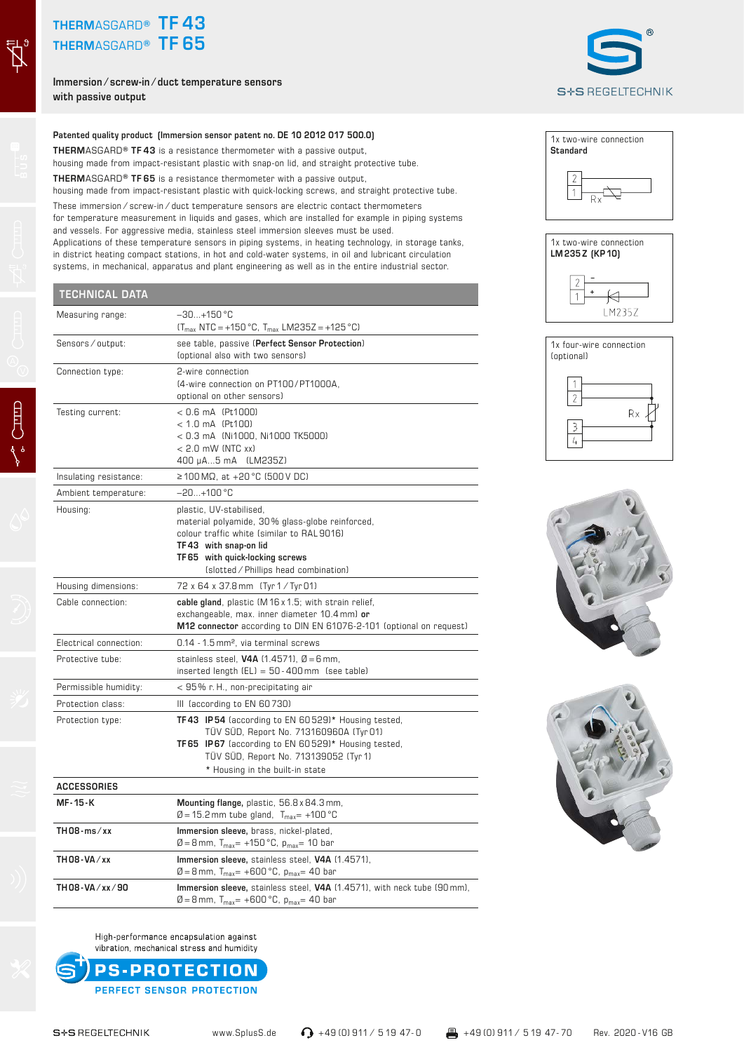# THERMASGARD® TF 43
# THERMASGARD® TF 65

**Immersion / screw-in / duct temperature sensors with passive output**

**Patented quality product (Immersion sensor patent no. DE 10 2012 017 500.0)**

**THERMASGARD® TF 43** is a resistance thermometer with a passive output, housing made from impact-resistant plastic with snap-on lid, and straight protective tube.

**THERMASGARD® TF 65** is a resistance thermometer with a passive output, housing made from impact-resistant plastic with quick-locking screws, and straight protective tube.

These immersion / screw-in / duct temperature sensors are electric contact thermometers for temperature measurement in liquids and gases, which are installed for example in piping systems and vessels. For aggressive media, stainless steel immersion sleeves must be used.
Applications of these temperature sensors in piping systems, in heating technology, in storage tanks, in district heating compact stations, in hot and cold-water systems, in oil and lubricant circulation systems, in mechanical, apparatus and plant engineering as well as in the entire industrial sector.

1x two-wire connection **Standard**

1x two-wire connection **LM 235 Z (KP 10)**

1x four-wire connection (optional)

## TECHNICAL DATA

| | |
|---|---|
| Measuring range: | −30...+150 °C<br>($T_{max}$ NTC = +150 °C, $T_{max}$ LM235Z = +125 °C) |
| Sensors / output: | see table, passive (**Perfect Sensor Protection**)<br>(optional also with two sensors) |
| Connection type: | 2-wire connection<br>(4-wire connection on PT100 / PT1000A, optional on other sensors) |
| Testing current: | < 0.6 mA (Pt1000)<br>< 1.0 mA (Pt100)<br>< 0.3 mA (Ni1000, Ni1000 TK5000)<br>< 2.0 mW (NTC xx)<br>400 µA...5 mA (LM235Z) |
| Insulating resistance: | ≥ 100 MΩ, at +20 °C (500 V DC) |
| Ambient temperature: | −20...+100 °C |
| Housing: | plastic, UV-stabilised,<br>material polyamide, 30 % glass-globe reinforced,<br>colour traffic white (similar to RAL 9016)<br>**TF 43 with snap-on lid**<br>**TF 65 with quick-locking screws**<br>(slotted / Phillips head combination) |
| Housing dimensions: | 72 x 64 x 37.8 mm (Tyr 1 / Tyr 01) |
| Cable connection: | **cable gland**, plastic (M 16 x 1.5; with strain relief, exchangeable, max. inner diameter 10.4 mm) **or**<br>**M12 connector** according to DIN EN 61076-2-101 (optional on request) |
| Electrical connection: | 0.14 - 1.5 mm², via terminal screws |
| Protective tube: | stainless steel, **V4A** (1.4571), Ø = 6 mm,<br>inserted length (EL) = 50 - 400 mm (see table) |
| Permissible humidity: | < 95 % r. H., non-precipitating air |
| Protection class: | III (according to EN 60 730) |
| Protection type: | **TF 43 IP 54** (according to EN 60 529)* Housing tested, TÜV SÜD, Report No. 713160960A (Tyr 01)<br>**TF 65 IP 67** (according to EN 60 529)* Housing tested, TÜV SÜD, Report No. 713139052 (Tyr 1)<br>* Housing in the built-in state |

### ACCESSORIES

| | |
|---|---|
| **MF-15-K** | **Mounting flange,** plastic, 56.8 x 84.3 mm,<br>Ø = 15.2 mm tube gland, $T_{max}$ = +100 °C |
| **TH08-ms / xx** | **Immersion sleeve,** brass, nickel-plated,<br>Ø = 8 mm, $T_{max}$ = +150 °C, $p_{max}$ = 10 bar |
| **TH08-VA / xx** | **Immersion sleeve,** stainless steel, **V4A** (1.4571),<br>Ø = 8 mm, $T_{max}$ = +600 °C, $p_{max}$ = 40 bar |
| **TH08-VA / xx / 90** | **Immersion sleeve,** stainless steel, **V4A** (1.4571), with neck tube (90 mm),<br>Ø = 8 mm, $T_{max}$ = +600 °C, $p_{max}$ = 40 bar |

High-performance encapsulation against vibration, mechanical stress and humidity

**PS-PROTECTION**
PERFECT SENSOR PROTECTION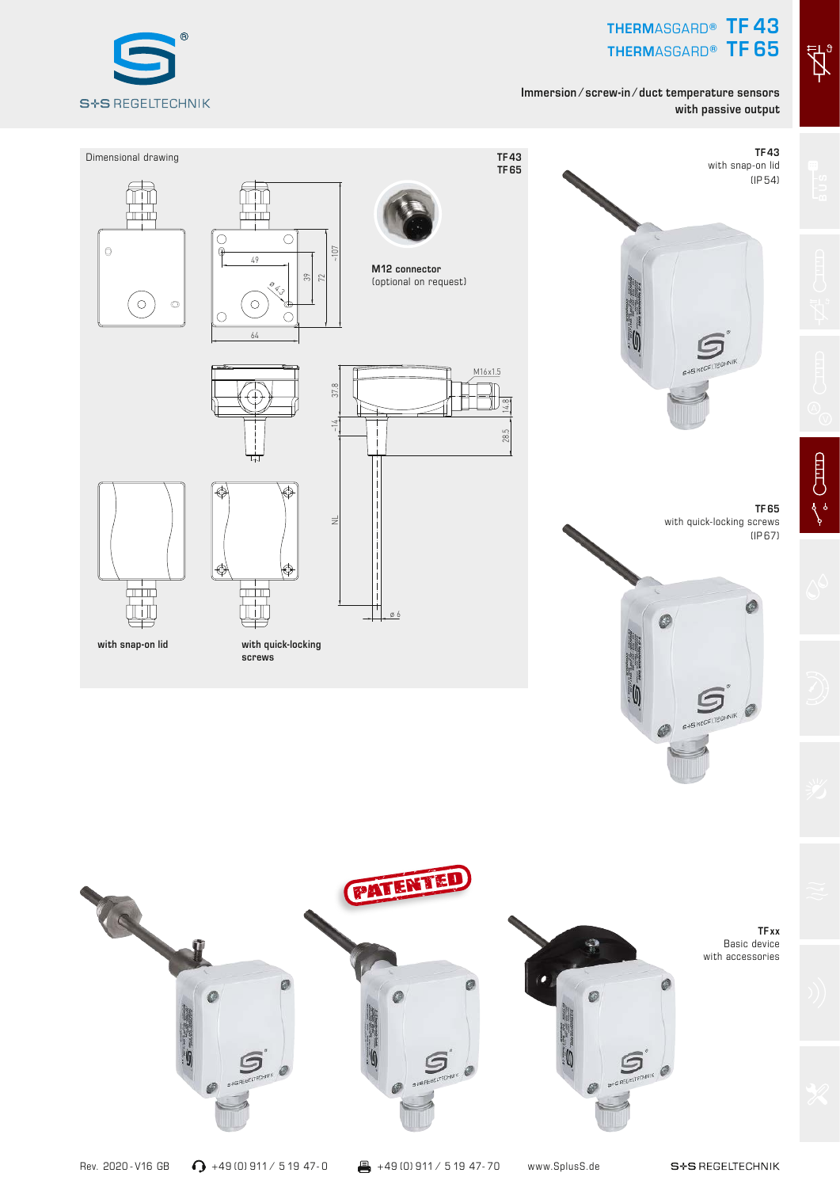# THERMASGARD® TF 43
# THERMASGARD® TF 65

**Immersion / screw-in / duct temperature sensors with passive output**

Dimensional drawing

TF 43
TF 65

**M12 connector** (optional on request)

49 · 39 · 72 · ~107 · ø 4.3 · 64

M16x1.5 · 37.8 · ~14 · 14.8 · 28.5 · NL · ø 6

**with snap-on lid** | **with quick-locking screws**

**TF 43**
with snap-on lid
(IP 54)

**TF 65**
with quick-locking screws
(IP 67)

PATENTED

**TF xx**
Basic device
with accessories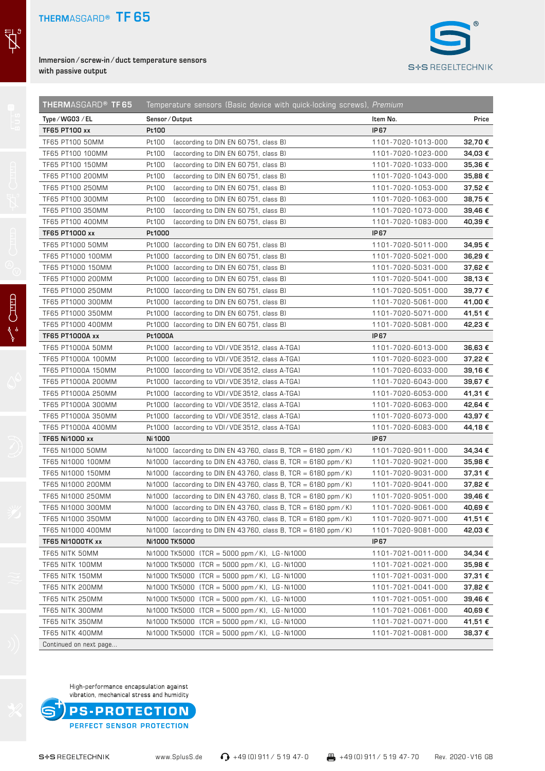## THERMASGARD® TF 65

Immersion / screw-in / duct temperature sensors
with passive output

| THERMASGARD® TF 65 | Temperature sensors (Basic device with quick-locking screws), *Premium* | | |
|---|---|---|---|
| Type / WG03 / EL | Sensor / Output | Item No. | Price |
| **TF65 PT100 xx** | **Pt100** | **IP67** | |
| TF65 PT100 50MM | Pt100 (according to DIN EN 60751, class B) | 1101-7020-1013-000 | **32,70 €** |
| TF65 PT100 100MM | Pt100 (according to DIN EN 60751, class B) | 1101-7020-1023-000 | **34,03 €** |
| TF65 PT100 150MM | Pt100 (according to DIN EN 60751, class B) | 1101-7020-1033-000 | **35,36 €** |
| TF65 PT100 200MM | Pt100 (according to DIN EN 60751, class B) | 1101-7020-1043-000 | **35,88 €** |
| TF65 PT100 250MM | Pt100 (according to DIN EN 60751, class B) | 1101-7020-1053-000 | **37,52 €** |
| TF65 PT100 300MM | Pt100 (according to DIN EN 60751, class B) | 1101-7020-1063-000 | **38,75 €** |
| TF65 PT100 350MM | Pt100 (according to DIN EN 60751, class B) | 1101-7020-1073-000 | **39,46 €** |
| TF65 PT100 400MM | Pt100 (according to DIN EN 60751, class B) | 1101-7020-1083-000 | **40,39 €** |
| **TF65 PT1000 xx** | **Pt1000** | **IP67** | |
| TF65 PT1000 50MM | Pt1000 (according to DIN EN 60751, class B) | 1101-7020-5011-000 | **34,95 €** |
| TF65 PT1000 100MM | Pt1000 (according to DIN EN 60751, class B) | 1101-7020-5021-000 | **36,29 €** |
| TF65 PT1000 150MM | Pt1000 (according to DIN EN 60751, class B) | 1101-7020-5031-000 | **37,62 €** |
| TF65 PT1000 200MM | Pt1000 (according to DIN EN 60751, class B) | 1101-7020-5041-000 | **38,13 €** |
| TF65 PT1000 250MM | Pt1000 (according to DIN EN 60751, class B) | 1101-7020-5051-000 | **39,77 €** |
| TF65 PT1000 300MM | Pt1000 (according to DIN EN 60751, class B) | 1101-7020-5061-000 | **41,00 €** |
| TF65 PT1000 350MM | Pt1000 (according to DIN EN 60751, class B) | 1101-7020-5071-000 | **41,51 €** |
| TF65 PT1000 400MM | Pt1000 (according to DIN EN 60751, class B) | 1101-7020-5081-000 | **42,23 €** |
| **TF65 PT1000A xx** | **Pt1000A** | **IP67** | |
| TF65 PT1000A 50MM | Pt1000 (according to VDI / VDE 3512, class A-TGA) | 1101-7020-6013-000 | **36,63 €** |
| TF65 PT1000A 100MM | Pt1000 (according to VDI / VDE 3512, class A-TGA) | 1101-7020-6023-000 | **37,22 €** |
| TF65 PT1000A 150MM | Pt1000 (according to VDI / VDE 3512, class A-TGA) | 1101-7020-6033-000 | **39,16 €** |
| TF65 PT1000A 200MM | Pt1000 (according to VDI / VDE 3512, class A-TGA) | 1101-7020-6043-000 | **39,67 €** |
| TF65 PT1000A 250MM | Pt1000 (according to VDI / VDE 3512, class A-TGA) | 1101-7020-6053-000 | **41,31 €** |
| TF65 PT1000A 300MM | Pt1000 (according to VDI / VDE 3512, class A-TGA) | 1101-7020-6063-000 | **42,64 €** |
| TF65 PT1000A 350MM | Pt1000 (according to VDI / VDE 3512, class A-TGA) | 1101-7020-6073-000 | **43,97 €** |
| TF65 PT1000A 400MM | Pt1000 (according to VDI / VDE 3512, class A-TGA) | 1101-7020-6083-000 | **44,18 €** |
| **TF65 Ni1000 xx** | **Ni1000** | **IP67** | |
| TF65 NI1000 50MM | Ni1000 (according to DIN EN 43760, class B, TCR = 6180 ppm / K) | 1101-7020-9011-000 | **34,34 €** |
| TF65 NI1000 100MM | Ni1000 (according to DIN EN 43760, class B, TCR = 6180 ppm / K) | 1101-7020-9021-000 | **35,98 €** |
| TF65 NI1000 150MM | Ni1000 (according to DIN EN 43760, class B, TCR = 6180 ppm / K) | 1101-7020-9031-000 | **37,31 €** |
| TF65 NI1000 200MM | Ni1000 (according to DIN EN 43760, class B, TCR = 6180 ppm / K) | 1101-7020-9041-000 | **37,82 €** |
| TF65 NI1000 250MM | Ni1000 (according to DIN EN 43760, class B, TCR = 6180 ppm / K) | 1101-7020-9051-000 | **39,46 €** |
| TF65 NI1000 300MM | Ni1000 (according to DIN EN 43760, class B, TCR = 6180 ppm / K) | 1101-7020-9061-000 | **40,69 €** |
| TF65 NI1000 350MM | Ni1000 (according to DIN EN 43760, class B, TCR = 6180 ppm / K) | 1101-7020-9071-000 | **41,51 €** |
| TF65 NI1000 400MM | Ni1000 (according to DIN EN 43760, class B, TCR = 6180 ppm / K) | 1101-7020-9081-000 | **42,03 €** |
| **TF65 NI1000TK xx** | **Ni1000 TK5000** | **IP67** | |
| TF65 NITK 50MM | Ni1000 TK5000 (TCR = 5000 ppm / K), LG-Ni1000 | 1101-7021-0011-000 | **34,34 €** |
| TF65 NITK 100MM | Ni1000 TK5000 (TCR = 5000 ppm / K), LG-Ni1000 | 1101-7021-0021-000 | **35,98 €** |
| TF65 NITK 150MM | Ni1000 TK5000 (TCR = 5000 ppm / K), LG-Ni1000 | 1101-7021-0031-000 | **37,31 €** |
| TF65 NITK 200MM | Ni1000 TK5000 (TCR = 5000 ppm / K), LG-Ni1000 | 1101-7021-0041-000 | **37,82 €** |
| TF65 NITK 250MM | Ni1000 TK5000 (TCR = 5000 ppm / K), LG-Ni1000 | 1101-7021-0051-000 | **39,46 €** |
| TF65 NITK 300MM | Ni1000 TK5000 (TCR = 5000 ppm / K), LG-Ni1000 | 1101-7021-0061-000 | **40,69 €** |
| TF65 NITK 350MM | Ni1000 TK5000 (TCR = 5000 ppm / K), LG-Ni1000 | 1101-7021-0071-000 | **41,51 €** |
| TF65 NITK 400MM | Ni1000 TK5000 (TCR = 5000 ppm / K), LG-Ni1000 | 1101-7021-0081-000 | **38,37 €** |
| Continued on next page... | | | |

High-performance encapsulation against vibration, mechanical stress and humidity

**PS-PROTECTION**
PERFECT SENSOR PROTECTION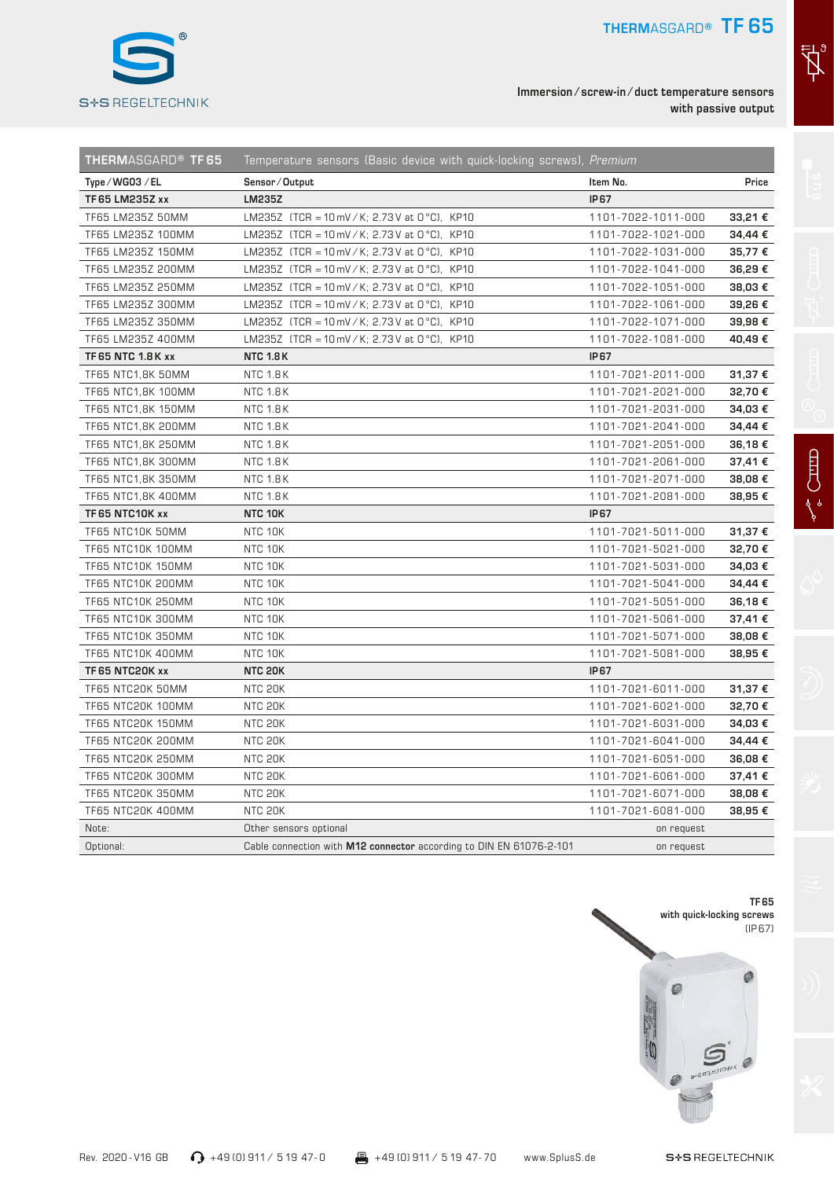# THERMASGARD® TF 65

Immersion / screw-in / duct temperature sensors with passive output

| THERMASGARD® TF 65 | Temperature sensors (Basic device with quick-locking screws), *Premium* | | |
|---|---|---|---|
| **Type / WG03 / EL** | **Sensor / Output** | **Item No.** | **Price** |
| **TF 65 LM235Z xx** | **LM235Z** | **IP 67** | |
| TF65 LM235Z 50MM | LM235Z (TCR = 10 mV / K; 2.73 V at 0 °C), KP10 | 1101-7022-1011-000 | **33,21 €** |
| TF65 LM235Z 100MM | LM235Z (TCR = 10 mV / K; 2.73 V at 0 °C), KP10 | 1101-7022-1021-000 | **34,44 €** |
| TF65 LM235Z 150MM | LM235Z (TCR = 10 mV / K; 2.73 V at 0 °C), KP10 | 1101-7022-1031-000 | **35,77 €** |
| TF65 LM235Z 200MM | LM235Z (TCR = 10 mV / K; 2.73 V at 0 °C), KP10 | 1101-7022-1041-000 | **36,29 €** |
| TF65 LM235Z 250MM | LM235Z (TCR = 10 mV / K; 2.73 V at 0 °C), KP10 | 1101-7022-1051-000 | **38,03 €** |
| TF65 LM235Z 300MM | LM235Z (TCR = 10 mV / K; 2.73 V at 0 °C), KP10 | 1101-7022-1061-000 | **39,26 €** |
| TF65 LM235Z 350MM | LM235Z (TCR = 10 mV / K; 2.73 V at 0 °C), KP10 | 1101-7022-1071-000 | **39,98 €** |
| TF65 LM235Z 400MM | LM235Z (TCR = 10 mV / K; 2.73 V at 0 °C), KP10 | 1101-7022-1081-000 | **40,49 €** |
| **TF 65 NTC 1.8 K xx** | **NTC 1.8 K** | **IP 67** | |
| TF65 NTC1,8K 50MM | NTC 1.8 K | 1101-7021-2011-000 | **31,37 €** |
| TF65 NTC1,8K 100MM | NTC 1.8 K | 1101-7021-2021-000 | **32,70 €** |
| TF65 NTC1,8K 150MM | NTC 1.8 K | 1101-7021-2031-000 | **34,03 €** |
| TF65 NTC1,8K 200MM | NTC 1.8 K | 1101-7021-2041-000 | **34,44 €** |
| TF65 NTC1,8K 250MM | NTC 1.8 K | 1101-7021-2051-000 | **36,18 €** |
| TF65 NTC1,8K 300MM | NTC 1.8 K | 1101-7021-2061-000 | **37,41 €** |
| TF65 NTC1,8K 350MM | NTC 1.8 K | 1101-7021-2071-000 | **38,08 €** |
| TF65 NTC1,8K 400MM | NTC 1.8 K | 1101-7021-2081-000 | **38,95 €** |
| **TF 65 NTC10K xx** | **NTC 10K** | **IP 67** | |
| TF65 NTC10K 50MM | NTC 10K | 1101-7021-5011-000 | **31,37 €** |
| TF65 NTC10K 100MM | NTC 10K | 1101-7021-5021-000 | **32,70 €** |
| TF65 NTC10K 150MM | NTC 10K | 1101-7021-5031-000 | **34,03 €** |
| TF65 NTC10K 200MM | NTC 10K | 1101-7021-5041-000 | **34,44 €** |
| TF65 NTC10K 250MM | NTC 10K | 1101-7021-5051-000 | **36,18 €** |
| TF65 NTC10K 300MM | NTC 10K | 1101-7021-5061-000 | **37,41 €** |
| TF65 NTC10K 350MM | NTC 10K | 1101-7021-5071-000 | **38,08 €** |
| TF65 NTC10K 400MM | NTC 10K | 1101-7021-5081-000 | **38,95 €** |
| **TF 65 NTC20K xx** | **NTC 20K** | **IP 67** | |
| TF65 NTC20K 50MM | NTC 20K | 1101-7021-6011-000 | **31,37 €** |
| TF65 NTC20K 100MM | NTC 20K | 1101-7021-6021-000 | **32,70 €** |
| TF65 NTC20K 150MM | NTC 20K | 1101-7021-6031-000 | **34,03 €** |
| TF65 NTC20K 200MM | NTC 20K | 1101-7021-6041-000 | **34,44 €** |
| TF65 NTC20K 250MM | NTC 20K | 1101-7021-6051-000 | **36,08 €** |
| TF65 NTC20K 300MM | NTC 20K | 1101-7021-6061-000 | **37,41 €** |
| TF65 NTC20K 350MM | NTC 20K | 1101-7021-6071-000 | **38,08 €** |
| TF65 NTC20K 400MM | NTC 20K | 1101-7021-6081-000 | **38,95 €** |
| Note: | Other sensors optional | on request | |
| Optional: | Cable connection with **M12 connector** according to DIN EN 61076-2-101 | on request | |

**TF 65**
**with quick-locking screws**
(IP 67)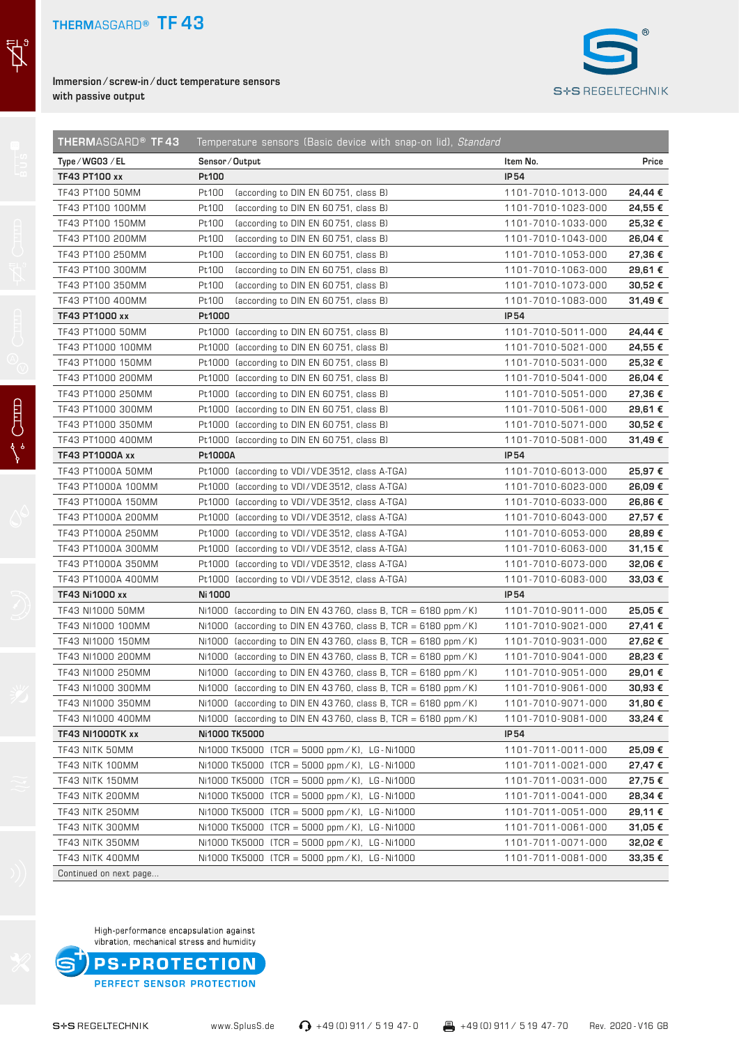# THERMASGARD® TF 43

Immersion / screw-in / duct temperature sensors
with passive output

| THERMASGARD® TF 43 | Temperature sensors (Basic device with snap-on lid), *Standard* | | |
|---|---|---|---|
| **Type / WG03 / EL** | **Sensor / Output** | **Item No.** | **Price** |
| **TF43 PT100 xx** | **Pt100** | **IP54** | |
| TF43 PT100 50MM | Pt100 (according to DIN EN 60751, class B) | 1101-7010-1013-000 | **24,44 €** |
| TF43 PT100 100MM | Pt100 (according to DIN EN 60751, class B) | 1101-7010-1023-000 | **24,55 €** |
| TF43 PT100 150MM | Pt100 (according to DIN EN 60751, class B) | 1101-7010-1033-000 | **25,32 €** |
| TF43 PT100 200MM | Pt100 (according to DIN EN 60751, class B) | 1101-7010-1043-000 | **26,04 €** |
| TF43 PT100 250MM | Pt100 (according to DIN EN 60751, class B) | 1101-7010-1053-000 | **27,36 €** |
| TF43 PT100 300MM | Pt100 (according to DIN EN 60751, class B) | 1101-7010-1063-000 | **29,61 €** |
| TF43 PT100 350MM | Pt100 (according to DIN EN 60751, class B) | 1101-7010-1073-000 | **30,52 €** |
| TF43 PT100 400MM | Pt100 (according to DIN EN 60751, class B) | 1101-7010-1083-000 | **31,49 €** |
| **TF43 PT1000 xx** | **Pt1000** | **IP54** | |
| TF43 PT1000 50MM | Pt1000 (according to DIN EN 60751, class B) | 1101-7010-5011-000 | **24,44 €** |
| TF43 PT1000 100MM | Pt1000 (according to DIN EN 60751, class B) | 1101-7010-5021-000 | **24,55 €** |
| TF43 PT1000 150MM | Pt1000 (according to DIN EN 60751, class B) | 1101-7010-5031-000 | **25,32 €** |
| TF43 PT1000 200MM | Pt1000 (according to DIN EN 60751, class B) | 1101-7010-5041-000 | **26,04 €** |
| TF43 PT1000 250MM | Pt1000 (according to DIN EN 60751, class B) | 1101-7010-5051-000 | **27,36 €** |
| TF43 PT1000 300MM | Pt1000 (according to DIN EN 60751, class B) | 1101-7010-5061-000 | **29,61 €** |
| TF43 PT1000 350MM | Pt1000 (according to DIN EN 60751, class B) | 1101-7010-5071-000 | **30,52 €** |
| TF43 PT1000 400MM | Pt1000 (according to DIN EN 60751, class B) | 1101-7010-5081-000 | **31,49 €** |
| **TF43 PT1000A xx** | **Pt1000A** | **IP54** | |
| TF43 PT1000A 50MM | Pt1000 (according to VDI / VDE 3512, class A-TGA) | 1101-7010-6013-000 | **25,97 €** |
| TF43 PT1000A 100MM | Pt1000 (according to VDI / VDE 3512, class A-TGA) | 1101-7010-6023-000 | **26,09 €** |
| TF43 PT1000A 150MM | Pt1000 (according to VDI / VDE 3512, class A-TGA) | 1101-7010-6033-000 | **26,86 €** |
| TF43 PT1000A 200MM | Pt1000 (according to VDI / VDE 3512, class A-TGA) | 1101-7010-6043-000 | **27,57 €** |
| TF43 PT1000A 250MM | Pt1000 (according to VDI / VDE 3512, class A-TGA) | 1101-7010-6053-000 | **28,89 €** |
| TF43 PT1000A 300MM | Pt1000 (according to VDI / VDE 3512, class A-TGA) | 1101-7010-6063-000 | **31,15 €** |
| TF43 PT1000A 350MM | Pt1000 (according to VDI / VDE 3512, class A-TGA) | 1101-7010-6073-000 | **32,06 €** |
| TF43 PT1000A 400MM | Pt1000 (according to VDI / VDE 3512, class A-TGA) | 1101-7010-6083-000 | **33,03 €** |
| **TF43 Ni1000 xx** | **Ni 1000** | **IP54** | |
| TF43 NI1000 50MM | Ni1000 (according to DIN EN 43760, class B, TCR = 6180 ppm / K) | 1101-7010-9011-000 | **25,05 €** |
| TF43 NI1000 100MM | Ni1000 (according to DIN EN 43760, class B, TCR = 6180 ppm / K) | 1101-7010-9021-000 | **27,41 €** |
| TF43 NI1000 150MM | Ni1000 (according to DIN EN 43760, class B, TCR = 6180 ppm / K) | 1101-7010-9031-000 | **27,62 €** |
| TF43 NI1000 200MM | Ni1000 (according to DIN EN 43760, class B, TCR = 6180 ppm / K) | 1101-7010-9041-000 | **28,23 €** |
| TF43 NI1000 250MM | Ni1000 (according to DIN EN 43760, class B, TCR = 6180 ppm / K) | 1101-7010-9051-000 | **29,01 €** |
| TF43 NI1000 300MM | Ni1000 (according to DIN EN 43760, class B, TCR = 6180 ppm / K) | 1101-7010-9061-000 | **30,93 €** |
| TF43 NI1000 350MM | Ni1000 (according to DIN EN 43760, class B, TCR = 6180 ppm / K) | 1101-7010-9071-000 | **31,80 €** |
| TF43 NI1000 400MM | Ni1000 (according to DIN EN 43760, class B, TCR = 6180 ppm / K) | 1101-7010-9081-000 | **33,24 €** |
| **TF43 NI1000TK xx** | **Ni1000 TK5000** | **IP54** | |
| TF43 NITK 50MM | Ni1000 TK5000 (TCR = 5000 ppm / K), LG-Ni1000 | 1101-7011-0011-000 | **25,09 €** |
| TF43 NITK 100MM | Ni1000 TK5000 (TCR = 5000 ppm / K), LG-Ni1000 | 1101-7011-0021-000 | **27,47 €** |
| TF43 NITK 150MM | Ni1000 TK5000 (TCR = 5000 ppm / K), LG-Ni1000 | 1101-7011-0031-000 | **27,75 €** |
| TF43 NITK 200MM | Ni1000 TK5000 (TCR = 5000 ppm / K), LG-Ni1000 | 1101-7011-0041-000 | **28,34 €** |
| TF43 NITK 250MM | Ni1000 TK5000 (TCR = 5000 ppm / K), LG-Ni1000 | 1101-7011-0051-000 | **29,11 €** |
| TF43 NITK 300MM | Ni1000 TK5000 (TCR = 5000 ppm / K), LG-Ni1000 | 1101-7011-0061-000 | **31,05 €** |
| TF43 NITK 350MM | Ni1000 TK5000 (TCR = 5000 ppm / K), LG-Ni1000 | 1101-7011-0071-000 | **32,02 €** |
| TF43 NITK 400MM | Ni1000 TK5000 (TCR = 5000 ppm / K), LG-Ni1000 | 1101-7011-0081-000 | **33,35 €** |

Continued on next page...

High-performance encapsulation against vibration, mechanical stress and humidity

**PS-PROTECTION**
PERFECT SENSOR PROTECTION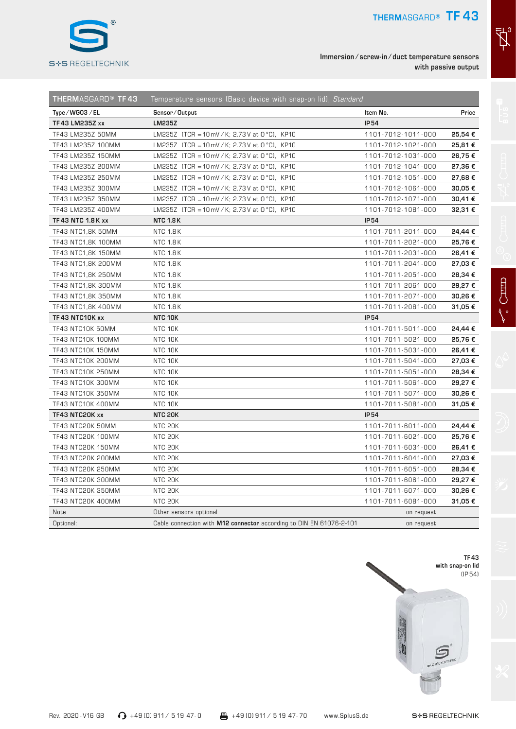# THERMASGARD® TF 43

Immersion / screw-in / duct temperature sensors with passive output

| THERMASGARD® TF 43 | Temperature sensors (Basic device with snap-on lid), *Standard* | | |
|---|---|---|---|
| **Type / WG03 / EL** | **Sensor / Output** | **Item No.** | **Price** |
| **TF 43 LM235Z xx** | **LM235Z** | **IP 54** | |
| TF43 LM235Z 50MM | LM235Z (TCR = 10 mV / K; 2.73 V at 0 °C), KP10 | 1101-7012-1011-000 | **25,54 €** |
| TF43 LM235Z 100MM | LM235Z (TCR = 10 mV / K; 2.73 V at 0 °C), KP10 | 1101-7012-1021-000 | **25,81 €** |
| TF43 LM235Z 150MM | LM235Z (TCR = 10 mV / K; 2.73 V at 0 °C), KP10 | 1101-7012-1031-000 | **26,75 €** |
| TF43 LM235Z 200MM | LM235Z (TCR = 10 mV / K; 2.73 V at 0 °C), KP10 | 1101-7012-1041-000 | **27,36 €** |
| TF43 LM235Z 250MM | LM235Z (TCR = 10 mV / K; 2.73 V at 0 °C), KP10 | 1101-7012-1051-000 | **27,68 €** |
| TF43 LM235Z 300MM | LM235Z (TCR = 10 mV / K; 2.73 V at 0 °C), KP10 | 1101-7012-1061-000 | **30,05 €** |
| TF43 LM235Z 350MM | LM235Z (TCR = 10 mV / K; 2.73 V at 0 °C), KP10 | 1101-7012-1071-000 | **30,41 €** |
| TF43 LM235Z 400MM | LM235Z (TCR = 10 mV / K; 2.73 V at 0 °C), KP10 | 1101-7012-1081-000 | **32,31 €** |
| **TF 43 NTC 1.8 K xx** | **NTC 1.8 K** | **IP 54** | |
| TF43 NTC1,8K 50MM | NTC 1.8 K | 1101-7011-2011-000 | **24,44 €** |
| TF43 NTC1,8K 100MM | NTC 1.8 K | 1101-7011-2021-000 | **25,76 €** |
| TF43 NTC1,8K 150MM | NTC 1.8 K | 1101-7011-2031-000 | **26,41 €** |
| TF43 NTC1,8K 200MM | NTC 1.8 K | 1101-7011-2041-000 | **27,03 €** |
| TF43 NTC1,8K 250MM | NTC 1.8 K | 1101-7011-2051-000 | **28,34 €** |
| TF43 NTC1,8K 300MM | NTC 1.8 K | 1101-7011-2061-000 | **29,27 €** |
| TF43 NTC1,8K 350MM | NTC 1.8 K | 1101-7011-2071-000 | **30,26 €** |
| TF43 NTC1,8K 400MM | NTC 1.8 K | 1101-7011-2081-000 | **31,05 €** |
| **TF 43 NTC10K xx** | **NTC 10K** | **IP 54** | |
| TF43 NTC10K 50MM | NTC 10K | 1101-7011-5011-000 | **24,44 €** |
| TF43 NTC10K 100MM | NTC 10K | 1101-7011-5021-000 | **25,76 €** |
| TF43 NTC10K 150MM | NTC 10K | 1101-7011-5031-000 | **26,41 €** |
| TF43 NTC10K 200MM | NTC 10K | 1101-7011-5041-000 | **27,03 €** |
| TF43 NTC10K 250MM | NTC 10K | 1101-7011-5051-000 | **28,34 €** |
| TF43 NTC10K 300MM | NTC 10K | 1101-7011-5061-000 | **29,27 €** |
| TF43 NTC10K 350MM | NTC 10K | 1101-7011-5071-000 | **30,26 €** |
| TF43 NTC10K 400MM | NTC 10K | 1101-7011-5081-000 | **31,05 €** |
| **TF43 NTC20K xx** | **NTC 20K** | **IP 54** | |
| TF43 NTC20K 50MM | NTC 20K | 1101-7011-6011-000 | **24,44 €** |
| TF43 NTC20K 100MM | NTC 20K | 1101-7011-6021-000 | **25,76 €** |
| TF43 NTC20K 150MM | NTC 20K | 1101-7011-6031-000 | **26,41 €** |
| TF43 NTC20K 200MM | NTC 20K | 1101-7011-6041-000 | **27,03 €** |
| TF43 NTC20K 250MM | NTC 20K | 1101-7011-6051-000 | **28,34 €** |
| TF43 NTC20K 300MM | NTC 20K | 1101-7011-6061-000 | **29,27 €** |
| TF43 NTC20K 350MM | NTC 20K | 1101-7011-6071-000 | **30,26 €** |
| TF43 NTC20K 400MM | NTC 20K | 1101-7011-6081-000 | **31,05 €** |
| Note | Other sensors optional | on request | |
| Optional: | Cable connection with **M12 connector** according to DIN EN 61076-2-101 | on request | |

TF 43 with snap-on lid (IP 54)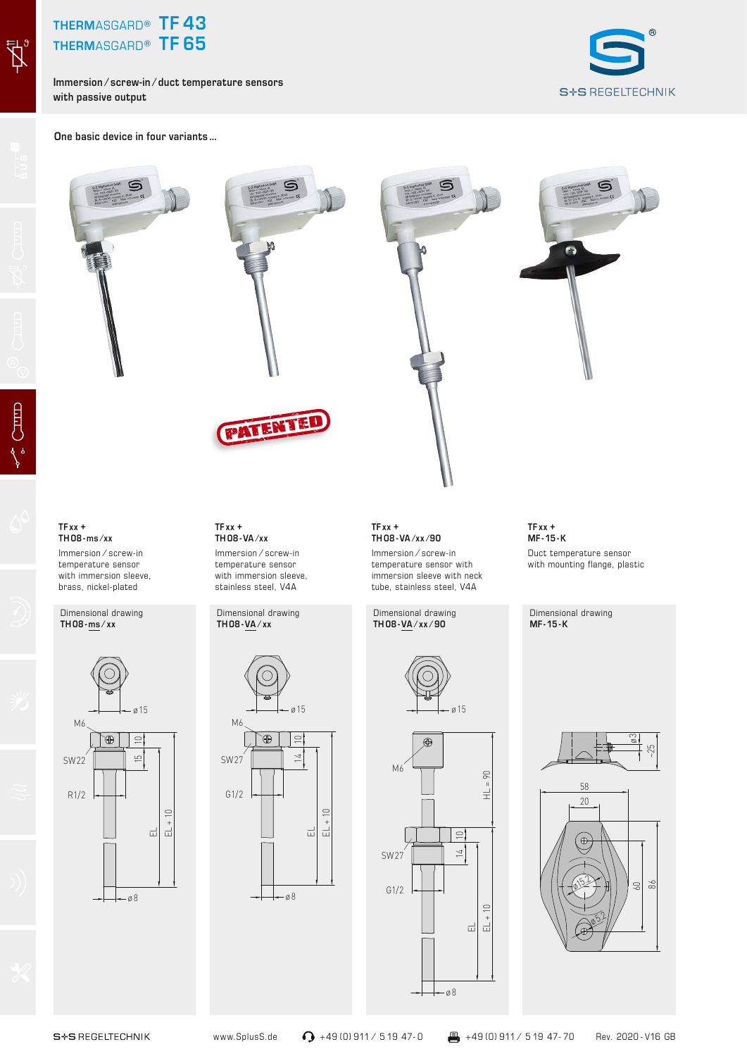# THERMASGARD® TF 43
# THERMASGARD® TF 65

**Immersion / screw-in / duct temperature sensors with passive output**

**One basic device in four variants ...**

PATENTED

**TF xx + TH08-ms / xx**

Immersion / screw-in temperature sensor with immersion sleeve, brass, nickel-plated

**TF xx + TH08-VA / xx**

Immersion / screw-in temperature sensor with immersion sleeve, stainless steel, V4A

**TF xx + TH08-VA / xx / 90**

Immersion / screw-in temperature sensor with immersion sleeve with neck tube, stainless steel, V4A

**TF xx + MF-15-K**

Duct temperature sensor with mounting flange, plastic

Dimensional drawing **TH08-ms / xx**

ø15, M6, SW22, R1/2, 10, 15, EL, EL + 10, ø8

Dimensional drawing **TH08-VA / xx**

ø15, M6, SW27, G1/2, 10, 14, EL, EL + 10, ø8

Dimensional drawing **TH08-VA / xx / 90**

ø15, M6, HL = 90, SW27, G1/2, 10, 14, EL, EL + 10, ø8

Dimensional drawing **MF-15-K**

ø3, ~25, 58, 20, ø15.2, ø5.2, 60, 86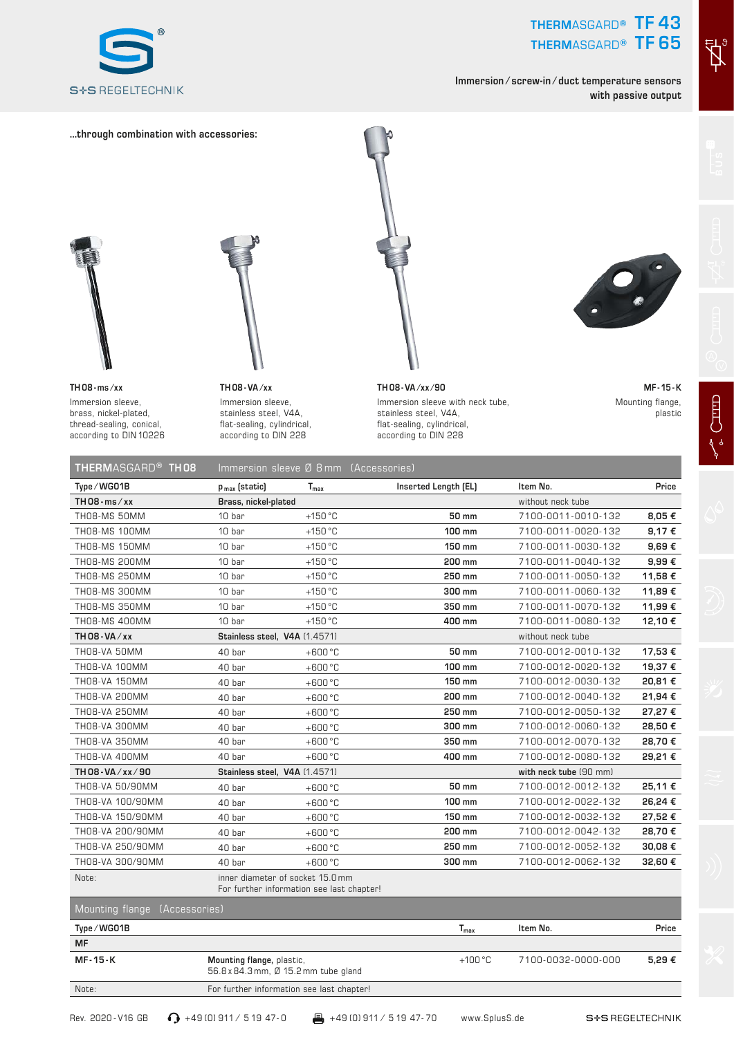# THERMASGARD® TF 43
# THERMASGARD® TF 65

Immersion / screw-in / duct temperature sensors with passive output

...through combination with accessories:

**TH08-ms/xx**
Immersion sleeve, brass, nickel-plated, thread-sealing, conical, according to DIN 10226

**TH08-VA/xx**
Immersion sleeve, stainless steel, V4A, flat-sealing, cylindrical, according to DIN 228

**TH08-VA/xx/90**
Immersion sleeve with neck tube, stainless steel, V4A, flat-sealing, cylindrical, according to DIN 228

**MF-15-K**
Mounting flange, plastic

## THERMASGARD® TH08 Immersion sleeve Ø 8 mm (Accessories)

| Type / WG01B | $p_{max}$ (static) | $T_{max}$ | Inserted Length (EL) | Item No. | Price |
|---|---|---|---|---|---|
| **TH08-ms/xx** | **Brass, nickel-plated** | | | without neck tube | |
| TH08-MS 50MM | 10 bar | +150 °C | 50 mm | 7100-0011-0010-132 | 8,05 € |
| TH08-MS 100MM | 10 bar | +150 °C | 100 mm | 7100-0011-0020-132 | 9,17 € |
| TH08-MS 150MM | 10 bar | +150 °C | 150 mm | 7100-0011-0030-132 | 9,69 € |
| TH08-MS 200MM | 10 bar | +150 °C | 200 mm | 7100-0011-0040-132 | 9,99 € |
| TH08-MS 250MM | 10 bar | +150 °C | 250 mm | 7100-0011-0050-132 | 11,58 € |
| TH08-MS 300MM | 10 bar | +150 °C | 300 mm | 7100-0011-0060-132 | 11,89 € |
| TH08-MS 350MM | 10 bar | +150 °C | 350 mm | 7100-0011-0070-132 | 11,99 € |
| TH08-MS 400MM | 10 bar | +150 °C | 400 mm | 7100-0011-0080-132 | 12,10 € |
| **TH08-VA/xx** | **Stainless steel, V4A** (1.4571) | | | without neck tube | |
| TH08-VA 50MM | 40 bar | +600 °C | 50 mm | 7100-0012-0010-132 | 17,53 € |
| TH08-VA 100MM | 40 bar | +600 °C | 100 mm | 7100-0012-0020-132 | 19,37 € |
| TH08-VA 150MM | 40 bar | +600 °C | 150 mm | 7100-0012-0030-132 | 20,81 € |
| TH08-VA 200MM | 40 bar | +600 °C | 200 mm | 7100-0012-0040-132 | 21,94 € |
| TH08-VA 250MM | 40 bar | +600 °C | 250 mm | 7100-0012-0050-132 | 27,27 € |
| TH08-VA 300MM | 40 bar | +600 °C | 300 mm | 7100-0012-0060-132 | 28,50 € |
| TH08-VA 350MM | 40 bar | +600 °C | 350 mm | 7100-0012-0070-132 | 28,70 € |
| TH08-VA 400MM | 40 bar | +600 °C | 400 mm | 7100-0012-0080-132 | 29,21 € |
| **TH08-VA/xx/90** | **Stainless steel, V4A** (1.4571) | | | with neck tube (90 mm) | |
| TH08-VA 50/90MM | 40 bar | +600 °C | 50 mm | 7100-0012-0012-132 | 25,11 € |
| TH08-VA 100/90MM | 40 bar | +600 °C | 100 mm | 7100-0012-0022-132 | 26,24 € |
| TH08-VA 150/90MM | 40 bar | +600 °C | 150 mm | 7100-0012-0032-132 | 27,52 € |
| TH08-VA 200/90MM | 40 bar | +600 °C | 200 mm | 7100-0012-0042-132 | 28,70 € |
| TH08-VA 250/90MM | 40 bar | +600 °C | 250 mm | 7100-0012-0052-132 | 30,08 € |
| TH08-VA 300/90MM | 40 bar | +600 °C | 300 mm | 7100-0012-0062-132 | 32,60 € |
| Note: | inner diameter of socket 15.0 mm<br>For further information see last chapter! | | | | |

## Mounting flange (Accessories)

| Type / WG01B | | $T_{max}$ | Item No. | Price |
|---|---|---|---|---|
| **MF** | | | | |
| **MF-15-K** | **Mounting flange,** plastic,<br>56.8 x 84.3 mm, Ø 15.2 mm tube gland | +100 °C | 7100-0032-0000-000 | 5,29 € |
| Note: | For further information see last chapter! | | | |

Rev. 2020-V16 GB  +49 (0) 911 / 5 19 47-0  +49 (0) 911 / 5 19 47-70  www.SplusS.de  S+S REGELTECHNIK